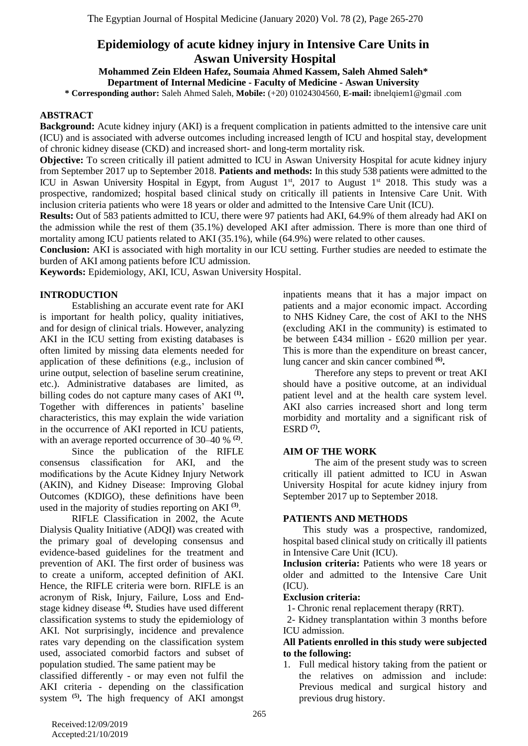# Epidemiology of acute kidney injury in Intensive Care Units in Aswan University Hospital

**Mohammed Zein Eldeen Hafez, Soumaia Ahmed Kassem, Saleh Ahmed Saleh***

**Department of Internal Medicine - Faculty of Medicine - Aswan University**

**\* Corresponding author:** Saleh Ahmed Saleh, **Mobile:** (+20) 01024304560, **E-mail:** ibnelqiem1@gmail .com

## ABSTRACT

**Background:** Acute kidney injury (AKI) is a frequent complication in patients admitted to the intensive care unit (ICU) and is associated with adverse outcomes including increased length of ICU and hospital stay, development of chronic kidney disease (CKD) and increased short- and long-term mortality risk.

**Objective:** To screen critically ill patient admitted to ICU in Aswan University Hospital for acute kidney injury from September 2017 up to September 2018. **Patients and methods:** In this study 538 patients were admitted to the ICU in Aswan University Hospital in Egypt, from August 1st, 2017 to August 1st 2018. This study was a prospective, randomized; hospital based clinical study on critically ill patients in Intensive Care Unit. With inclusion criteria patients who were 18 years or older and admitted to the Intensive Care Unit (ICU).

**Results:** Out of 583 patients admitted to ICU, there were 97 patients had AKI, 64.9% of them already had AKI on the admission while the rest of them (35.1%) developed AKI after admission. There is more than one third of mortality among ICU patients related to AKI (35.1%), while (64.9%) were related to other causes.

**Conclusion:** AKI is associated with high mortality in our ICU setting. Further studies are needed to estimate the burden of AKI among patients before ICU admission.

**Keywords:** Epidemiology, AKI, ICU, Aswan University Hospital.

## INTRODUCTION

Establishing an accurate event rate for AKI is important for health policy, quality initiatives, and for design of clinical trials. However, analyzing AKI in the ICU setting from existing databases is often limited by missing data elements needed for application of these definitions (e.g., inclusion of urine output, selection of baseline serum creatinine, etc.). Administrative databases are limited, as billing codes do not capture many cases of AKI [(1)]. Together with differences in patients' baseline characteristics, this may explain the wide variation in the occurrence of AKI reported in ICU patients, with an average reported occurrence of 30–40 % [(2)].

Since the publication of the RIFLE consensus classification for AKI, and the modifications by the Acute Kidney Injury Network (AKIN), and Kidney Disease: Improving Global Outcomes (KDIGO), these definitions have been used in the majority of studies reporting on AKI [(3)].

RIFLE Classification in 2002, the Acute Dialysis Quality Initiative (ADQI) was created with the primary goal of developing consensus and evidence-based guidelines for the treatment and prevention of AKI. The first order of business was to create a uniform, accepted definition of AKI. Hence, the RIFLE criteria were born. RIFLE is an acronym of Risk, Injury, Failure, Loss and End-stage kidney disease [(4)]. Studies have used different classification systems to study the epidemiology of AKI. Not surprisingly, incidence and prevalence rates vary depending on the classification system used, associated comorbid factors and subset of population studied. The same patient may be classified differently - or may even not fulfil the AKI criteria - depending on the classification system [(5)]. The high frequency of AKI amongst inpatients means that it has a major impact on patients and a major economic impact. According to NHS Kidney Care, the cost of AKI to the NHS (excluding AKI in the community) is estimated to be between £434 million - £620 million per year. This is more than the expenditure on breast cancer, lung cancer and skin cancer combined [(6)].

Therefore any steps to prevent or treat AKI should have a positive outcome, at an individual patient level and at the health care system level. AKI also carries increased short and long term morbidity and mortality and a significant risk of ESRD [(7)].

## AIM OF THE WORK

The aim of the present study was to screen critically ill patient admitted to ICU in Aswan University Hospital for acute kidney injury from September 2017 up to September 2018.

## PATIENTS AND METHODS

This study was a prospective, randomized, hospital based clinical study on critically ill patients in Intensive Care Unit (ICU).

**Inclusion criteria:** Patients who were 18 years or older and admitted to the Intensive Care Unit (ICU).

**Exclusion criteria:**

1- Chronic renal replacement therapy (RRT).

2- Kidney transplantation within 3 months before ICU admission.

**All Patients enrolled in this study were subjected to the following:**

1. Full medical history taking from the patient or the relatives on admission and include: Previous medical and surgical history and previous drug history.

Received:12/09/2019
Accepted:21/10/2019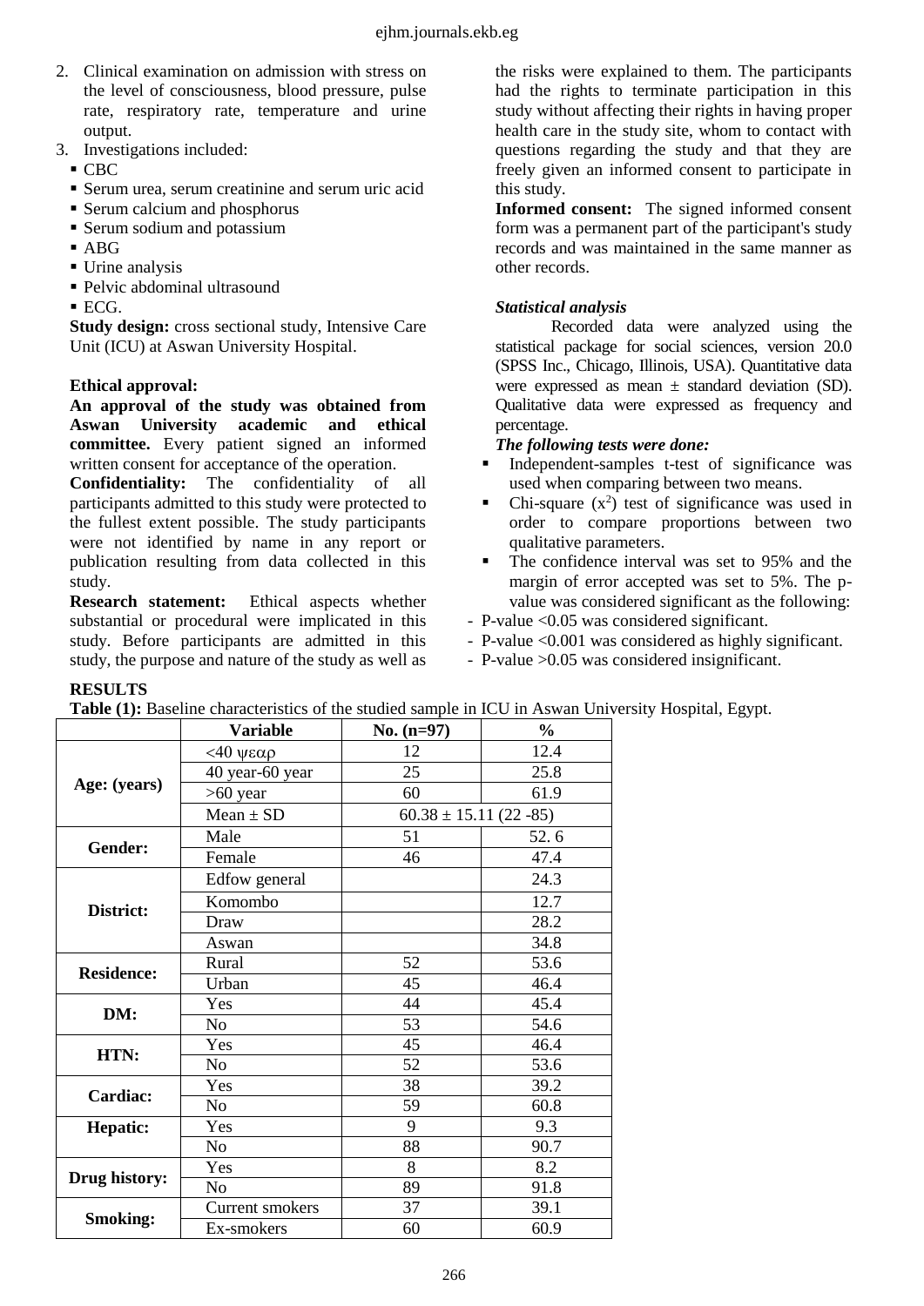2. Clinical examination on admission with stress on the level of consciousness, blood pressure, pulse rate, respiratory rate, temperature and urine output.
3. Investigations included:
   - CBC
   - Serum urea, serum creatinine and serum uric acid
   - Serum calcium and phosphorus
   - Serum sodium and potassium
   - ABG
   - Urine analysis
   - Pelvic abdominal ultrasound
   - ECG.

**Study design:** cross sectional study, Intensive Care Unit (ICU) at Aswan University Hospital.

**Ethical approval:**

**An approval of the study was obtained from Aswan University academic and ethical committee.** Every patient signed an informed written consent for acceptance of the operation.

**Confidentiality:** The confidentiality of all participants admitted to this study were protected to the fullest extent possible. The study participants were not identified by name in any report or publication resulting from data collected in this study.

**Research statement:** Ethical aspects whether substantial or procedural were implicated in this study. Before participants are admitted in this study, the purpose and nature of the study as well as the risks were explained to them. The participants had the rights to terminate participation in this study without affecting their rights in having proper health care in the study site, whom to contact with questions regarding the study and that they are freely given an informed consent to participate in this study.

**Informed consent:** The signed informed consent form was a permanent part of the participant's study records and was maintained in the same manner as other records.

***Statistical analysis***

Recorded data were analyzed using the statistical package for social sciences, version 20.0 (SPSS Inc., Chicago, Illinois, USA). Quantitative data were expressed as mean ± standard deviation (SD). Qualitative data were expressed as frequency and percentage.

***The following tests were done:***

- Independent-samples t-test of significance was used when comparing between two means.
- Chi-square ($x^2$) test of significance was used in order to compare proportions between two qualitative parameters.
- The confidence interval was set to 95% and the margin of error accepted was set to 5%. The p-value was considered significant as the following:

- P-value <0.05 was considered significant.
- P-value <0.001 was considered as highly significant.
- P-value >0.05 was considered insignificant.

**RESULTS**

**Table (1):** Baseline characteristics of the studied sample in ICU in Aswan University Hospital, Egypt.

| | Variable | No. (n=97) | % |
|---|---|---|---|
| **Age: (years)** | <40 ψεαρ | 12 | 12.4 |
| | 40 year-60 year | 25 | 25.8 |
| | >60 year | 60 | 61.9 |
| | Mean ± SD | 60.38 ± 15.11 (22 -85) | |
| **Gender:** | Male | 51 | 52. 6 |
| | Female | 46 | 47.4 |
| **District:** | Edfow general | | 24.3 |
| | Komombo | | 12.7 |
| | Draw | | 28.2 |
| | Aswan | | 34.8 |
| **Residence:** | Rural | 52 | 53.6 |
| | Urban | 45 | 46.4 |
| **DM:** | Yes | 44 | 45.4 |
| | No | 53 | 54.6 |
| **HTN:** | Yes | 45 | 46.4 |
| | No | 52 | 53.6 |
| **Cardiac:** | Yes | 38 | 39.2 |
| | No | 59 | 60.8 |
| **Hepatic:** | Yes | 9 | 9.3 |
| | No | 88 | 90.7 |
| **Drug history:** | Yes | 8 | 8.2 |
| | No | 89 | 91.8 |
| **Smoking:** | Current smokers | 37 | 39.1 |
| | Ex-smokers | 60 | 60.9 |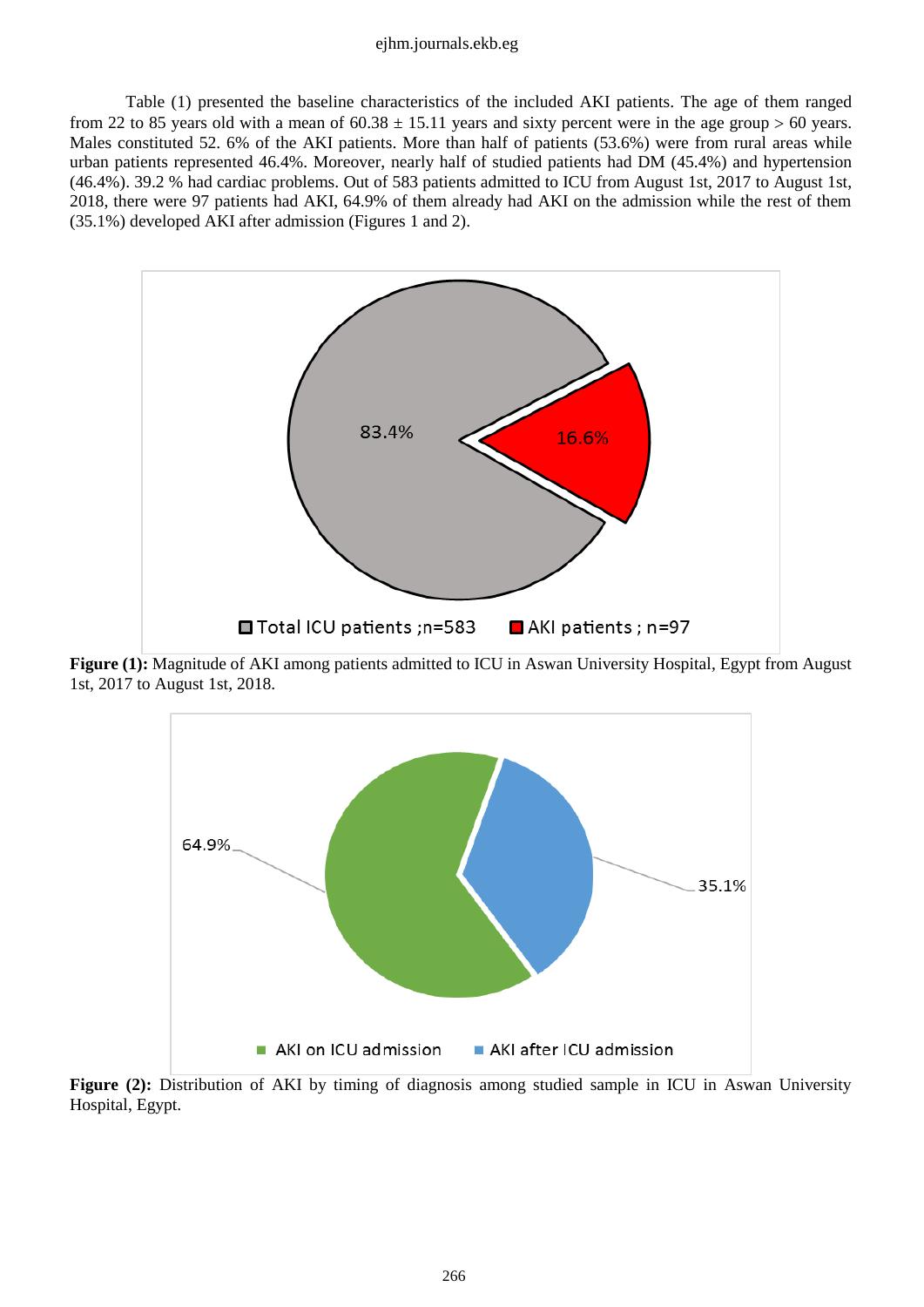Table (1) presented the baseline characteristics of the included AKI patients. The age of them ranged from 22 to 85 years old with a mean of 60.38 ± 15.11 years and sixty percent were in the age group > 60 years. Males constituted 52. 6% of the AKI patients. More than half of patients (53.6%) were from rural areas while urban patients represented 46.4%. Moreover, nearly half of studied patients had DM (45.4%) and hypertension (46.4%). 39.2 % had cardiac problems. Out of 583 patients admitted to ICU from August 1st, 2017 to August 1st, 2018, there were 97 patients had AKI, 64.9% of them already had AKI on the admission while the rest of them (35.1%) developed AKI after admission (Figures 1 and 2).

**Figure (1):** Magnitude of AKI among patients admitted to ICU in Aswan University Hospital, Egypt from August 1st, 2017 to August 1st, 2018.

**Figure (2):** Distribution of AKI by timing of diagnosis among studied sample in ICU in Aswan University Hospital, Egypt.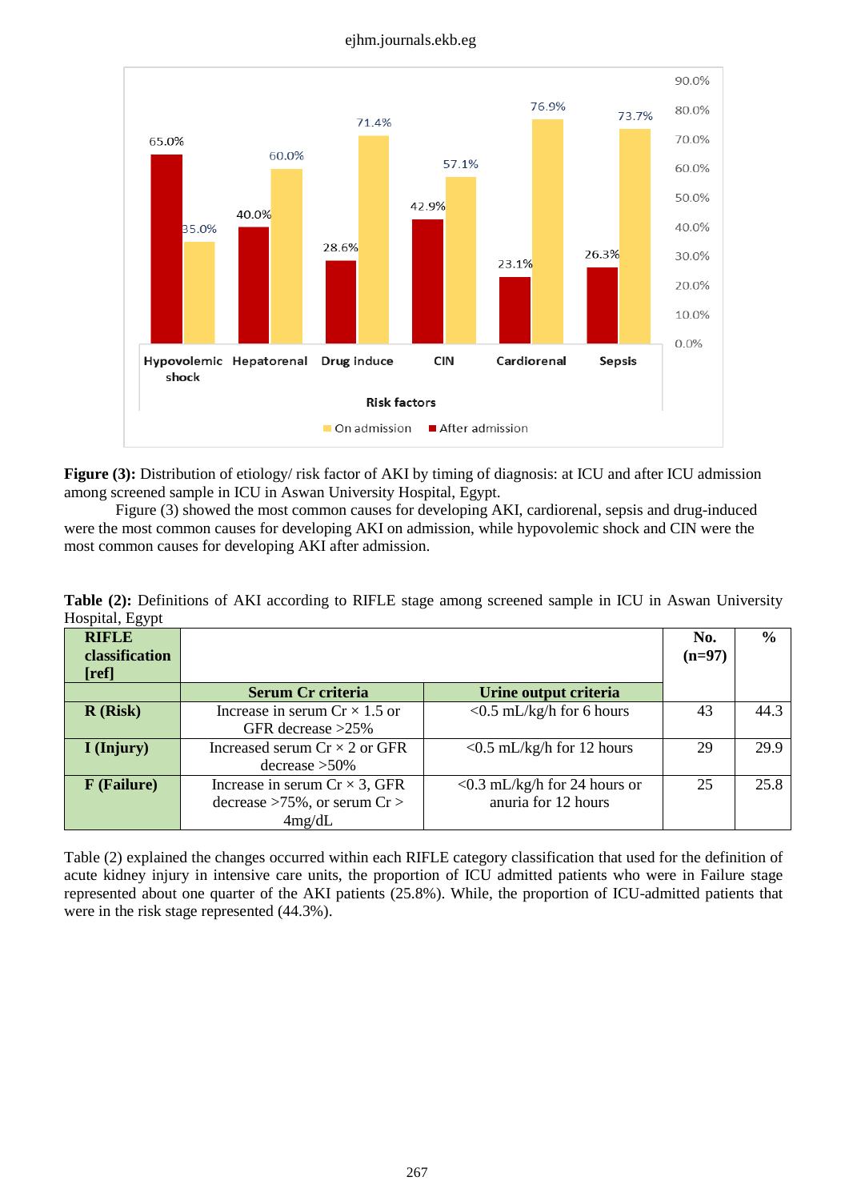**Figure (3):** Distribution of etiology/ risk factor of AKI by timing of diagnosis: at ICU and after ICU admission among screened sample in ICU in Aswan University Hospital, Egypt.

Figure (3) showed the most common causes for developing AKI, cardiorenal, sepsis and drug-induced were the most common causes for developing AKI on admission, while hypovolemic shock and CIN were the most common causes for developing AKI after admission.

**Table (2):** Definitions of AKI according to RIFLE stage among screened sample in ICU in Aswan University Hospital, Egypt

| RIFLE classification [ref] | Serum Cr criteria | Urine output criteria | No. (n=97) | % |
|---|---|---|---|---|
| R (Risk) | Increase in serum Cr × 1.5 or GFR decrease >25% | <0.5 mL/kg/h for 6 hours | 43 | 44.3 |
| I (Injury) | Increased serum Cr × 2 or GFR decrease >50% | <0.5 mL/kg/h for 12 hours | 29 | 29.9 |
| F (Failure) | Increase in serum Cr × 3, GFR decrease >75%, or serum Cr > 4mg/dL | <0.3 mL/kg/h for 24 hours or anuria for 12 hours | 25 | 25.8 |

Table (2) explained the changes occurred within each RIFLE category classification that used for the definition of acute kidney injury in intensive care units, the proportion of ICU admitted patients who were in Failure stage represented about one quarter of the AKI patients (25.8%). While, the proportion of ICU-admitted patients that were in the risk stage represented (44.3%).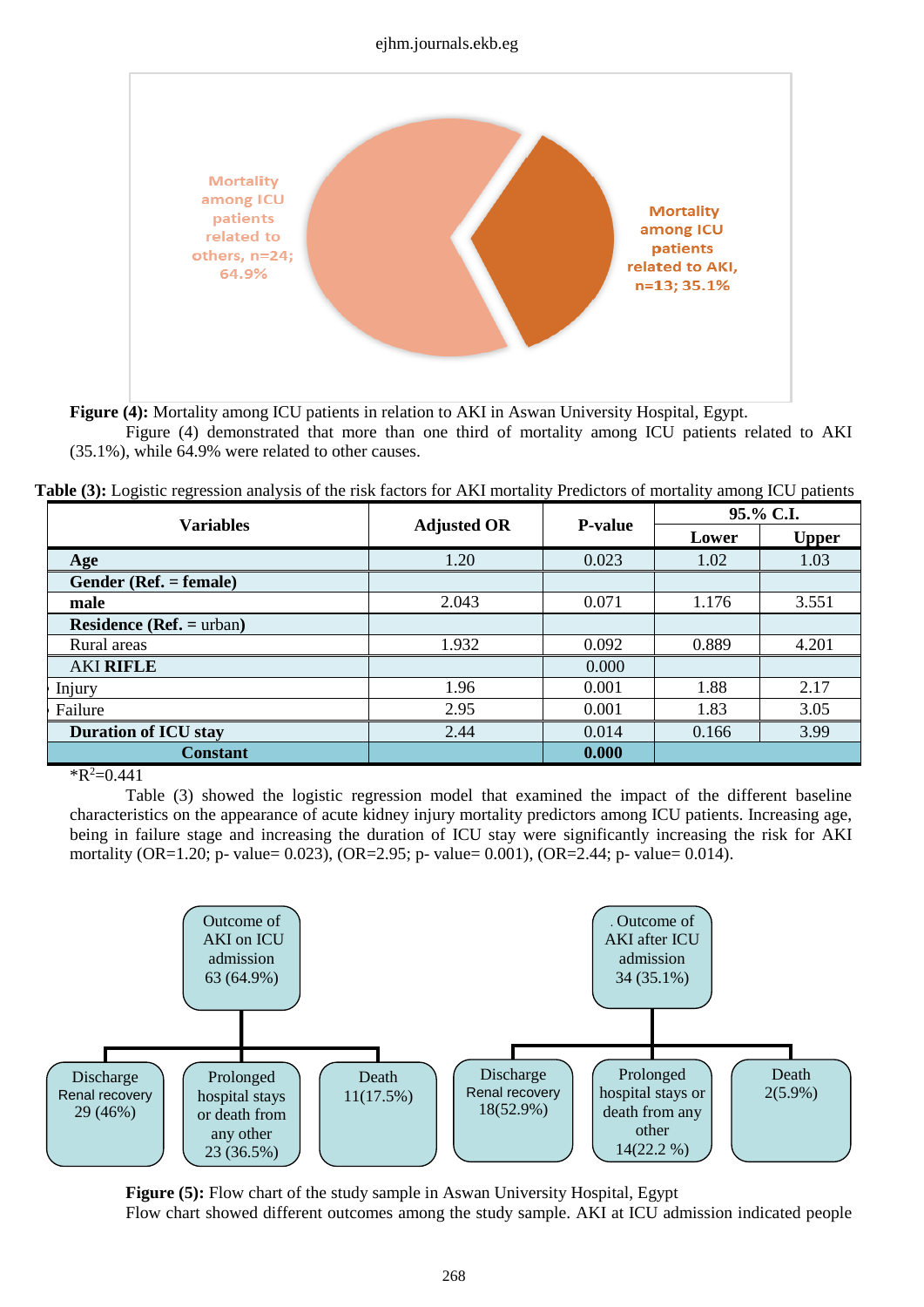**Figure (4):** Mortality among ICU patients in relation to AKI in Aswan University Hospital, Egypt.

Figure (4) demonstrated that more than one third of mortality among ICU patients related to AKI (35.1%), while 64.9% were related to other causes.

**Table (3):** Logistic regression analysis of the risk factors for AKI mortality Predictors of mortality among ICU patients

| Variables | Adjusted OR | P-value | 95.% C.I. | |
|---|---|---|---|---|
| | | | Lower | Upper |
| **Age** | 1.20 | 0.023 | 1.02 | 1.03 |
| **Gender (Ref. = female)** | | | | |
| **male** | 2.043 | 0.071 | 1.176 | 3.551 |
| **Residence (Ref.** = urban**)** | | | | |
| Rural areas | 1.932 | 0.092 | 0.889 | 4.201 |
| AKI **RIFLE** | | 0.000 | | |
| Injury | 1.96 | 0.001 | 1.88 | 2.17 |
| Failure | 2.95 | 0.001 | 1.83 | 3.05 |
| **Duration of ICU stay** | 2.44 | 0.014 | 0.166 | 3.99 |
| **Constant** | | **0.000** | | |

*$R^2$=0.441

Table (3) showed the logistic regression model that examined the impact of the different baseline characteristics on the appearance of acute kidney injury mortality predictors among ICU patients. Increasing age, being in failure stage and increasing the duration of ICU stay were significantly increasing the risk for AKI mortality (OR=1.20; p- value= 0.023), (OR=2.95; p- value= 0.001), (OR=2.44; p- value= 0.014).

**Figure (5):** Flow chart of the study sample in Aswan University Hospital, Egypt

Flow chart showed different outcomes among the study sample. AKI at ICU admission indicated people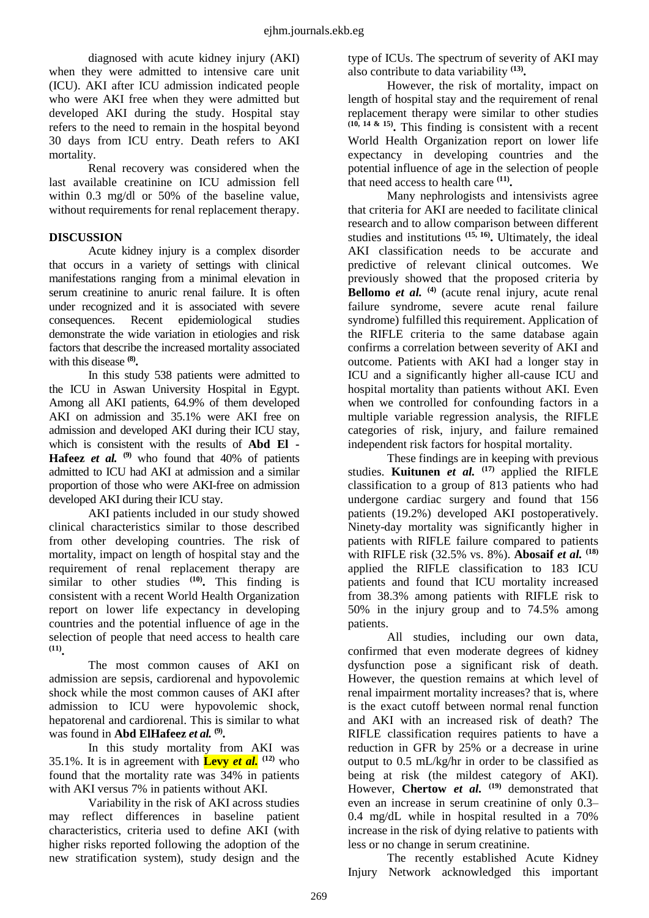diagnosed with acute kidney injury (AKI) when they were admitted to intensive care unit (ICU). AKI after ICU admission indicated people who were AKI free when they were admitted but developed AKI during the study. Hospital stay refers to the need to remain in the hospital beyond 30 days from ICU entry. Death refers to AKI mortality.

Renal recovery was considered when the last available creatinine on ICU admission fell within 0.3 mg/dl or 50% of the baseline value, without requirements for renal replacement therapy.

## DISCUSSION

Acute kidney injury is a complex disorder that occurs in a variety of settings with clinical manifestations ranging from a minimal elevation in serum creatinine to anuric renal failure. It is often under recognized and it is associated with severe consequences. Recent epidemiological studies demonstrate the wide variation in etiologies and risk factors that describe the increased mortality associated with this disease [(8)].

In this study 538 patients were admitted to the ICU in Aswan University Hospital in Egypt. Among all AKI patients, 64.9% of them developed AKI on admission and 35.1% were AKI free on admission and developed AKI during their ICU stay, which is consistent with the results of **Abd El - Hafeez** ***et al.*** [(9)] who found that 40% of patients admitted to ICU had AKI at admission and a similar proportion of those who were AKI-free on admission developed AKI during their ICU stay.

AKI patients included in our study showed clinical characteristics similar to those described from other developing countries. The risk of mortality, impact on length of hospital stay and the requirement of renal replacement therapy are similar to other studies [(10)]. This finding is consistent with a recent World Health Organization report on lower life expectancy in developing countries and the potential influence of age in the selection of people that need access to health care [(11)].

The most common causes of AKI on admission are sepsis, cardiorenal and hypovolemic shock while the most common causes of AKI after admission to ICU were hypovolemic shock, hepatorenal and cardiorenal. This is similar to what was found in **Abd ElHafeez** ***et al.*** [(9)].

In this study mortality from AKI was 35.1%. It is in agreement with **Levy** ***et al.*** [(12)] who found that the mortality rate was 34% in patients with AKI versus 7% in patients without AKI.

Variability in the risk of AKI across studies may reflect differences in baseline patient characteristics, criteria used to define AKI (with higher risks reported following the adoption of the new stratification system), study design and the type of ICUs. The spectrum of severity of AKI may also contribute to data variability [(13)].

However, the risk of mortality, impact on length of hospital stay and the requirement of renal replacement therapy were similar to other studies [(10, 14 & 15)]. This finding is consistent with a recent World Health Organization report on lower life expectancy in developing countries and the potential influence of age in the selection of people that need access to health care [(11)].

Many nephrologists and intensivists agree that criteria for AKI are needed to facilitate clinical research and to allow comparison between different studies and institutions [(15, 16)]. Ultimately, the ideal AKI classification needs to be accurate and predictive of relevant clinical outcomes. We previously showed that the proposed criteria by **Bellomo** ***et al.*** [(4)] (acute renal injury, acute renal failure syndrome, severe acute renal failure syndrome) fulfilled this requirement. Application of the RIFLE criteria to the same database again confirms a correlation between severity of AKI and outcome. Patients with AKI had a longer stay in ICU and a significantly higher all-cause ICU and hospital mortality than patients without AKI. Even when we controlled for confounding factors in a multiple variable regression analysis, the RIFLE categories of risk, injury, and failure remained independent risk factors for hospital mortality.

These findings are in keeping with previous studies. **Kuitunen** ***et al.*** [(17)] applied the RIFLE classification to a group of 813 patients who had undergone cardiac surgery and found that 156 patients (19.2%) developed AKI postoperatively. Ninety-day mortality was significantly higher in patients with RIFLE failure compared to patients with RIFLE risk (32.5% vs. 8%). **Abosaif** ***et al.*** [(18)] applied the RIFLE classification to 183 ICU patients and found that ICU mortality increased from 38.3% among patients with RIFLE risk to 50% in the injury group and to 74.5% among patients.

All studies, including our own data, confirmed that even moderate degrees of kidney dysfunction pose a significant risk of death. However, the question remains at which level of renal impairment mortality increases? that is, where is the exact cutoff between normal renal function and AKI with an increased risk of death? The RIFLE classification requires patients to have a reduction in GFR by 25% or a decrease in urine output to 0.5 mL/kg/hr in order to be classified as being at risk (the mildest category of AKI). However, **Chertow** ***et al.*** [(19)] demonstrated that even an increase in serum creatinine of only 0.3–0.4 mg/dL while in hospital resulted in a 70% increase in the risk of dying relative to patients with less or no change in serum creatinine.

The recently established Acute Kidney Injury Network acknowledged this important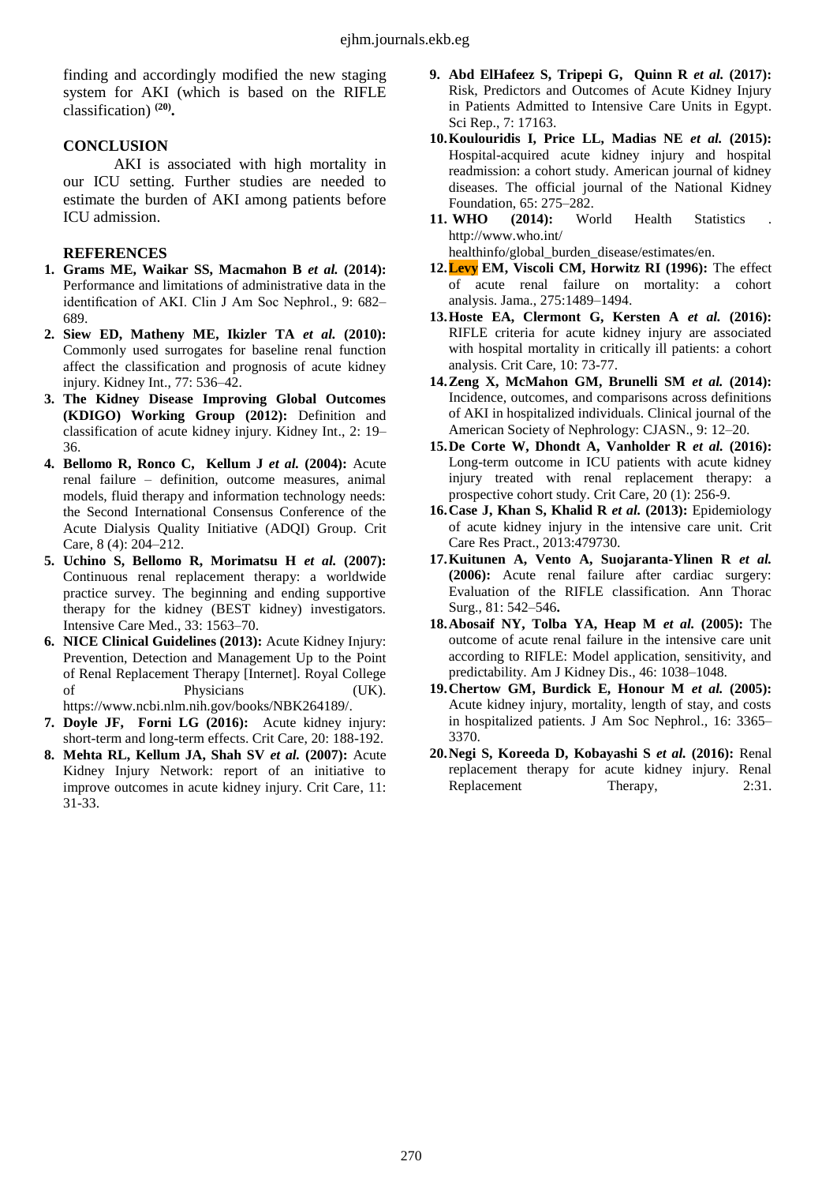finding and accordingly modified the new staging system for AKI (which is based on the RIFLE classification) [(20)].

## CONCLUSION

AKI is associated with high mortality in our ICU setting. Further studies are needed to estimate the burden of AKI among patients before ICU admission.

## REFERENCES

1. **Grams ME, Waikar SS, Macmahon B *et al.* (2014):** Performance and limitations of administrative data in the identification of AKI. Clin J Am Soc Nephrol., 9: 682–689.
2. **Siew ED, Matheny ME, Ikizler TA *et al.* (2010):** Commonly used surrogates for baseline renal function affect the classification and prognosis of acute kidney injury. Kidney Int., 77: 536–42.
3. **The Kidney Disease Improving Global Outcomes (KDIGO) Working Group (2012):** Definition and classification of acute kidney injury. Kidney Int., 2: 19–36.
4. **Bellomo R, Ronco C, Kellum J *et al.* (2004):** Acute renal failure – definition, outcome measures, animal models, fluid therapy and information technology needs: the Second International Consensus Conference of the Acute Dialysis Quality Initiative (ADQI) Group. Crit Care, 8 (4): 204–212.
5. **Uchino S, Bellomo R, Morimatsu H *et al.* (2007):** Continuous renal replacement therapy: a worldwide practice survey. The beginning and ending supportive therapy for the kidney (BEST kidney) investigators. Intensive Care Med., 33: 1563–70.
6. **NICE Clinical Guidelines (2013):** Acute Kidney Injury: Prevention, Detection and Management Up to the Point of Renal Replacement Therapy [Internet]. Royal College of Physicians (UK). https://www.ncbi.nlm.nih.gov/books/NBK264189/.
7. **Doyle JF, Forni LG (2016):** Acute kidney injury: short-term and long-term effects. Crit Care, 20: 188-192.
8. **Mehta RL, Kellum JA, Shah SV *et al.* (2007):** Acute Kidney Injury Network: report of an initiative to improve outcomes in acute kidney injury. Crit Care, 11: 31-33.
9. **Abd ElHafeez S, Tripepi G, Quinn R *et al.* (2017):** Risk, Predictors and Outcomes of Acute Kidney Injury in Patients Admitted to Intensive Care Units in Egypt. Sci Rep., 7: 17163.
10. **Koulouridis I, Price LL, Madias NE *et al.* (2015):** Hospital-acquired acute kidney injury and hospital readmission: a cohort study. American journal of kidney diseases. The official journal of the National Kidney Foundation, 65: 275–282.
11. **WHO (2014):** World Health Statistics . http://www.who.int/healthinfo/global_burden_disease/estimates/en.
12. **Levy EM, Viscoli CM, Horwitz RI (1996):** The effect of acute renal failure on mortality: a cohort analysis. Jama., 275:1489–1494.
13. **Hoste EA, Clermont G, Kersten A *et al.* (2016):** RIFLE criteria for acute kidney injury are associated with hospital mortality in critically ill patients: a cohort analysis. Crit Care, 10: 73-77.
14. **Zeng X, McMahon GM, Brunelli SM *et al.* (2014):** Incidence, outcomes, and comparisons across definitions of AKI in hospitalized individuals. Clinical journal of the American Society of Nephrology: CJASN., 9: 12–20.
15. **De Corte W, Dhondt A, Vanholder R *et al.* (2016):** Long-term outcome in ICU patients with acute kidney injury treated with renal replacement therapy: a prospective cohort study. Crit Care, 20 (1): 256-9.
16. **Case J, Khan S, Khalid R *et al.* (2013):** Epidemiology of acute kidney injury in the intensive care unit. Crit Care Res Pract., 2013:479730.
17. **Kuitunen A, Vento A, Suojaranta-Ylinen R *et al.* (2006):** Acute renal failure after cardiac surgery: Evaluation of the RIFLE classification. Ann Thorac Surg., 81: 542–546**.**
18. **Abosaif NY, Tolba YA, Heap M *et al.* (2005):** The outcome of acute renal failure in the intensive care unit according to RIFLE: Model application, sensitivity, and predictability. Am J Kidney Dis., 46: 1038–1048.
19. **Chertow GM, Burdick E, Honour M *et al.* (2005):** Acute kidney injury, mortality, length of stay, and costs in hospitalized patients. J Am Soc Nephrol., 16: 3365–3370.
20. **Negi S, Koreeda D, Kobayashi S *et al.* (2016):** Renal replacement therapy for acute kidney injury. Renal Replacement Therapy, 2:31.